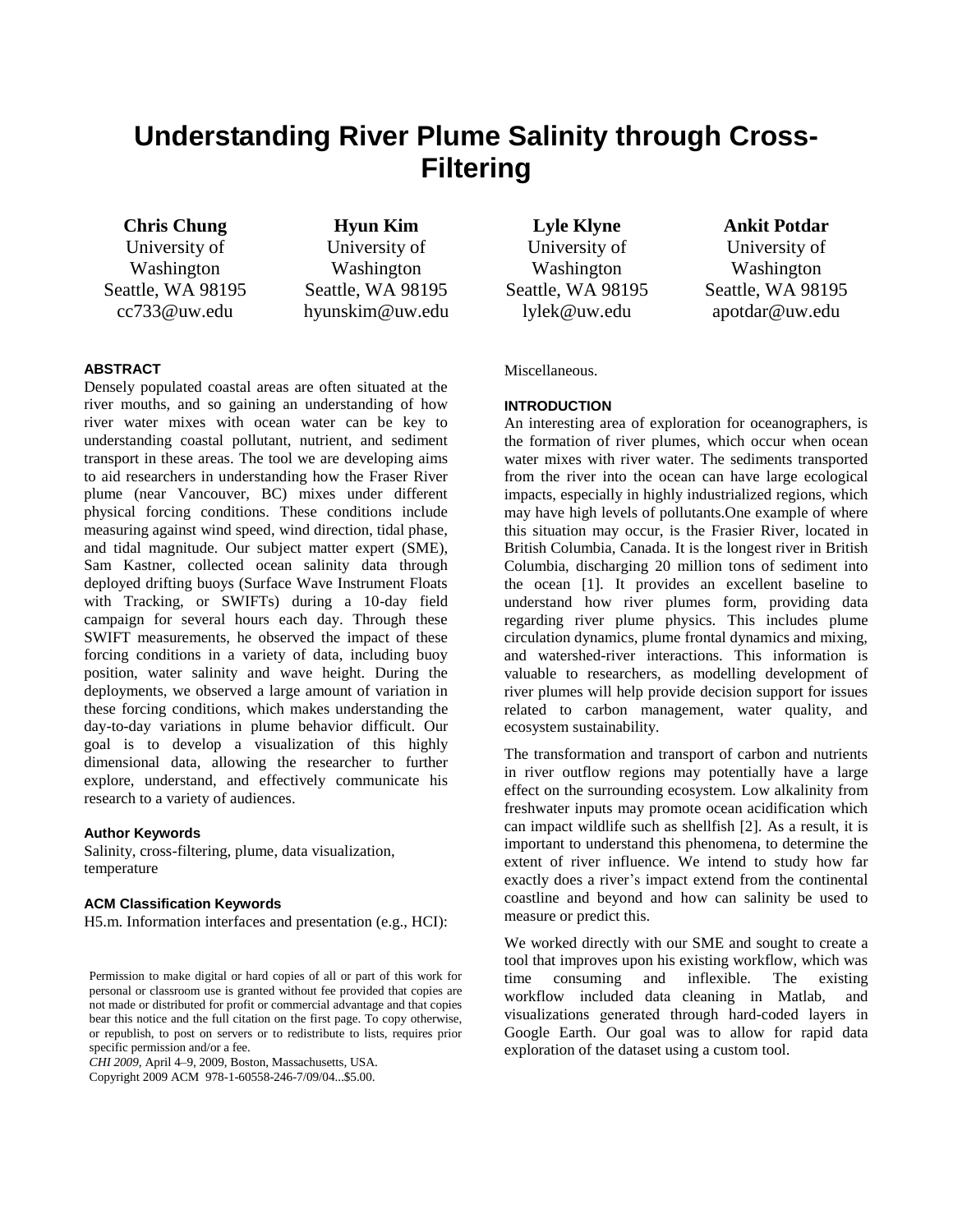# Understanding River Plume Salinity through Cross-Filtering

**Chris Chung**
University of Washington
Seattle, WA 98195
cc733@uw.edu

**Hyun Kim**
University of Washington
Seattle, WA 98195
hyunskim@uw.edu

**Lyle Klyne**
University of Washington
Seattle, WA 98195
lylek@uw.edu

**Ankit Potdar**
University of Washington
Seattle, WA 98195
apotdar@uw.edu

## ABSTRACT

Densely populated coastal areas are often situated at the river mouths, and so gaining an understanding of how river water mixes with ocean water can be key to understanding coastal pollutant, nutrient, and sediment transport in these areas. The tool we are developing aims to aid researchers in understanding how the Fraser River plume (near Vancouver, BC) mixes under different physical forcing conditions. These conditions include measuring against wind speed, wind direction, tidal phase, and tidal magnitude. Our subject matter expert (SME), Sam Kastner, collected ocean salinity data through deployed drifting buoys (Surface Wave Instrument Floats with Tracking, or SWIFTs) during a 10-day field campaign for several hours each day. Through these SWIFT measurements, he observed the impact of these forcing conditions in a variety of data, including buoy position, water salinity and wave height. During the deployments, we observed a large amount of variation in these forcing conditions, which makes understanding the day-to-day variations in plume behavior difficult. Our goal is to develop a visualization of this highly dimensional data, allowing the researcher to further explore, understand, and effectively communicate his research to a variety of audiences.

### Author Keywords

Salinity, cross-filtering, plume, data visualization, temperature

### ACM Classification Keywords

H5.m. Information interfaces and presentation (e.g., HCI): Miscellaneous.

Permission to make digital or hard copies of all or part of this work for personal or classroom use is granted without fee provided that copies are not made or distributed for profit or commercial advantage and that copies bear this notice and the full citation on the first page. To copy otherwise, or republish, to post on servers or to redistribute to lists, requires prior specific permission and/or a fee.
*CHI 2009*, April 4–9, 2009, Boston, Massachusetts, USA.
Copyright 2009 ACM 978-1-60558-246-7/09/04...$5.00.

## INTRODUCTION

An interesting area of exploration for oceanographers, is the formation of river plumes, which occur when ocean water mixes with river water. The sediments transported from the river into the ocean can have large ecological impacts, especially in highly industrialized regions, which may have high levels of pollutants.One example of where this situation may occur, is the Frasier River, located in British Columbia, Canada. It is the longest river in British Columbia, discharging 20 million tons of sediment into the ocean [1]. It provides an excellent baseline to understand how river plumes form, providing data regarding river plume physics. This includes plume circulation dynamics, plume frontal dynamics and mixing, and watershed-river interactions. This information is valuable to researchers, as modelling development of river plumes will help provide decision support for issues related to carbon management, water quality, and ecosystem sustainability.

The transformation and transport of carbon and nutrients in river outflow regions may potentially have a large effect on the surrounding ecosystem. Low alkalinity from freshwater inputs may promote ocean acidification which can impact wildlife such as shellfish [2]. As a result, it is important to understand this phenomena, to determine the extent of river influence. We intend to study how far exactly does a river's impact extend from the continental coastline and beyond and how can salinity be used to measure or predict this.

We worked directly with our SME and sought to create a tool that improves upon his existing workflow, which was time consuming and inflexible. The existing workflow included data cleaning in Matlab, and visualizations generated through hard-coded layers in Google Earth. Our goal was to allow for rapid data exploration of the dataset using a custom tool.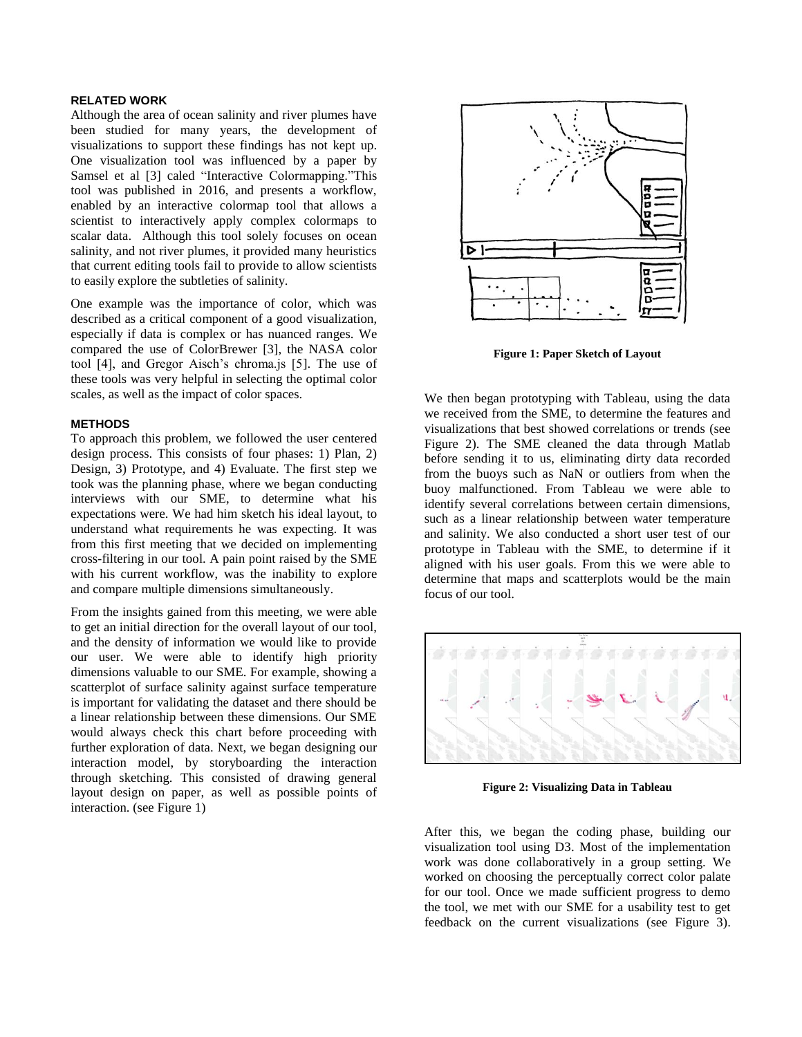## RELATED WORK

Although the area of ocean salinity and river plumes have been studied for many years, the development of visualizations to support these findings has not kept up. One visualization tool was influenced by a paper by Samsel et al [3] caled "Interactive Colormapping."This tool was published in 2016, and presents a workflow, enabled by an interactive colormap tool that allows a scientist to interactively apply complex colormaps to scalar data. Although this tool solely focuses on ocean salinity, and not river plumes, it provided many heuristics that current editing tools fail to provide to allow scientists to easily explore the subtleties of salinity.

One example was the importance of color, which was described as a critical component of a good visualization, especially if data is complex or has nuanced ranges. We compared the use of ColorBrewer [3], the NASA color tool [4], and Gregor Aisch's chroma.js [5]. The use of these tools was very helpful in selecting the optimal color scales, as well as the impact of color spaces.

## METHODS

To approach this problem, we followed the user centered design process. This consists of four phases: 1) Plan, 2) Design, 3) Prototype, and 4) Evaluate. The first step we took was the planning phase, where we began conducting interviews with our SME, to determine what his expectations were. We had him sketch his ideal layout, to understand what requirements he was expecting. It was from this first meeting that we decided on implementing cross-filtering in our tool. A pain point raised by the SME with his current workflow, was the inability to explore and compare multiple dimensions simultaneously.

From the insights gained from this meeting, we were able to get an initial direction for the overall layout of our tool, and the density of information we would like to provide our user. We were able to identify high priority dimensions valuable to our SME. For example, showing a scatterplot of surface salinity against surface temperature is important for validating the dataset and there should be a linear relationship between these dimensions. Our SME would always check this chart before proceeding with further exploration of data. Next, we began designing our interaction model, by storyboarding the interaction through sketching. This consisted of drawing general layout design on paper, as well as possible points of interaction. (see Figure 1)

**Figure 1: Paper Sketch of Layout**

We then began prototyping with Tableau, using the data we received from the SME, to determine the features and visualizations that best showed correlations or trends (see Figure 2). The SME cleaned the data through Matlab before sending it to us, eliminating dirty data recorded from the buoys such as NaN or outliers from when the buoy malfunctioned. From Tableau we were able to identify several correlations between certain dimensions, such as a linear relationship between water temperature and salinity. We also conducted a short user test of our prototype in Tableau with the SME, to determine if it aligned with his user goals. From this we were able to determine that maps and scatterplots would be the main focus of our tool.

**Figure 2: Visualizing Data in Tableau**

After this, we began the coding phase, building our visualization tool using D3. Most of the implementation work was done collaboratively in a group setting. We worked on choosing the perceptually correct color palate for our tool. Once we made sufficient progress to demo the tool, we met with our SME for a usability test to get feedback on the current visualizations (see Figure 3).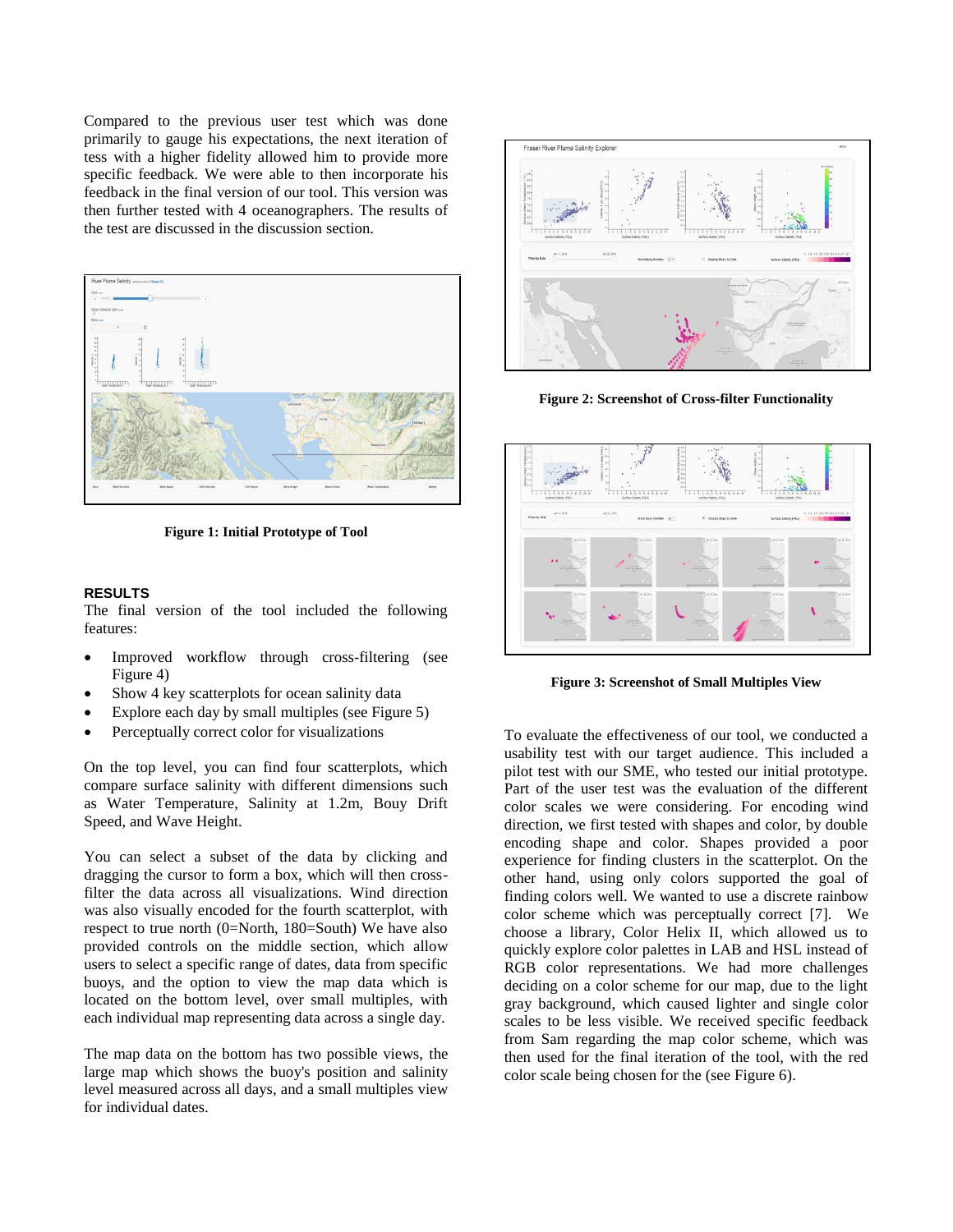Compared to the previous user test which was done primarily to gauge his expectations, the next iteration of tess with a higher fidelity allowed him to provide more specific feedback. We were able to then incorporate his feedback in the final version of our tool. This version was then further tested with 4 oceanographers. The results of the test are discussed in the discussion section.

**Figure 1: Initial Prototype of Tool**

## RESULTS

The final version of the tool included the following features:

- Improved workflow through cross-filtering (see Figure 4)
- Show 4 key scatterplots for ocean salinity data
- Explore each day by small multiples (see Figure 5)
- Perceptually correct color for visualizations

On the top level, you can find four scatterplots, which compare surface salinity with different dimensions such as Water Temperature, Salinity at 1.2m, Bouy Drift Speed, and Wave Height.

You can select a subset of the data by clicking and dragging the cursor to form a box, which will then cross-filter the data across all visualizations. Wind direction was also visually encoded for the fourth scatterplot, with respect to true north (0=North, 180=South) We have also provided controls on the middle section, which allow users to select a specific range of dates, data from specific buoys, and the option to view the map data which is located on the bottom level, over small multiples, with each individual map representing data across a single day.

The map data on the bottom has two possible views, the large map which shows the buoy's position and salinity level measured across all days, and a small multiples view for individual dates.

**Figure 2: Screenshot of Cross-filter Functionality**

**Figure 3: Screenshot of Small Multiples View**

To evaluate the effectiveness of our tool, we conducted a usability test with our target audience. This included a pilot test with our SME, who tested our initial prototype. Part of the user test was the evaluation of the different color scales we were considering. For encoding wind direction, we first tested with shapes and color, by double encoding shape and color. Shapes provided a poor experience for finding clusters in the scatterplot. On the other hand, using only colors supported the goal of finding colors well. We wanted to use a discrete rainbow color scheme which was perceptually correct [7]. We choose a library, Color Helix II, which allowed us to quickly explore color palettes in LAB and HSL instead of RGB color representations. We had more challenges deciding on a color scheme for our map, due to the light gray background, which caused lighter and single color scales to be less visible. We received specific feedback from Sam regarding the map color scheme, which was then used for the final iteration of the tool, with the red color scale being chosen for the (see Figure 6).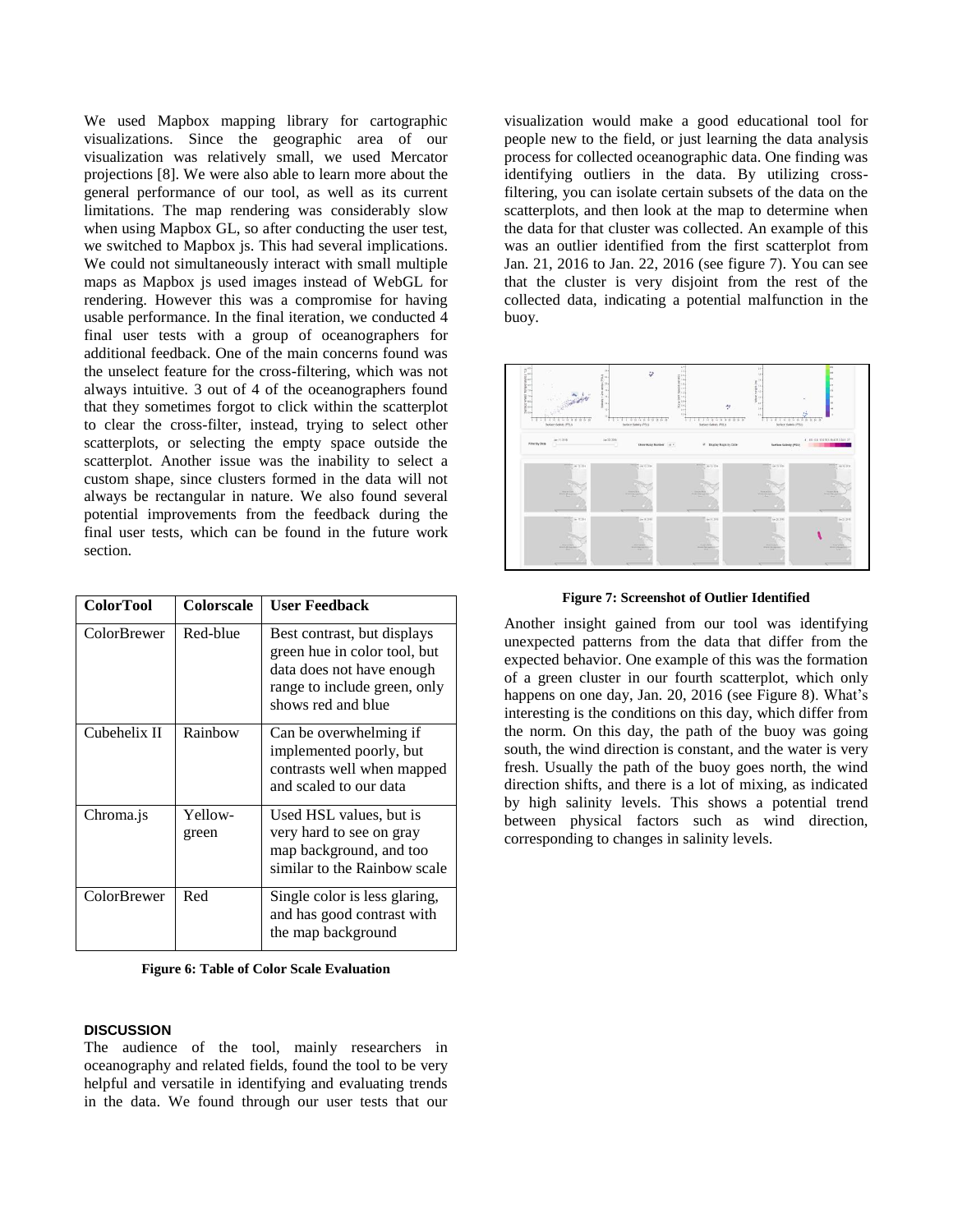We used Mapbox mapping library for cartographic visualizations. Since the geographic area of our visualization was relatively small, we used Mercator projections [8]. We were also able to learn more about the general performance of our tool, as well as its current limitations. The map rendering was considerably slow when using Mapbox GL, so after conducting the user test, we switched to Mapbox js. This had several implications. We could not simultaneously interact with small multiple maps as Mapbox js used images instead of WebGL for rendering. However this was a compromise for having usable performance. In the final iteration, we conducted 4 final user tests with a group of oceanographers for additional feedback. One of the main concerns found was the unselect feature for the cross-filtering, which was not always intuitive. 3 out of 4 of the oceanographers found that they sometimes forgot to click within the scatterplot to clear the cross-filter, instead, trying to select other scatterplots, or selecting the empty space outside the scatterplot. Another issue was the inability to select a custom shape, since clusters formed in the data will not always be rectangular in nature. We also found several potential improvements from the feedback during the final user tests, which can be found in the future work section.

| ColorTool | Colorscale | User Feedback |
|---|---|---|
| ColorBrewer | Red-blue | Best contrast, but displays green hue in color tool, but data does not have enough range to include green, only shows red and blue |
| Cubehelix II | Rainbow | Can be overwhelming if implemented poorly, but contrasts well when mapped and scaled to our data |
| Chroma.js | Yellow-green | Used HSL values, but is very hard to see on gray map background, and too similar to the Rainbow scale |
| ColorBrewer | Red | Single color is less glaring, and has good contrast with the map background |

**Figure 6: Table of Color Scale Evaluation**

## DISCUSSION

The audience of the tool, mainly researchers in oceanography and related fields, found the tool to be very helpful and versatile in identifying and evaluating trends in the data. We found through our user tests that our visualization would make a good educational tool for people new to the field, or just learning the data analysis process for collected oceanographic data. One finding was identifying outliers in the data. By utilizing cross-filtering, you can isolate certain subsets of the data on the scatterplots, and then look at the map to determine when the data for that cluster was collected. An example of this was an outlier identified from the first scatterplot from Jan. 21, 2016 to Jan. 22, 2016 (see figure 7). You can see that the cluster is very disjoint from the rest of the collected data, indicating a potential malfunction in the buoy.

**Figure 7: Screenshot of Outlier Identified**

Another insight gained from our tool was identifying unexpected patterns from the data that differ from the expected behavior. One example of this was the formation of a green cluster in our fourth scatterplot, which only happens on one day, Jan. 20, 2016 (see Figure 8). What's interesting is the conditions on this day, which differ from the norm. On this day, the path of the buoy was going south, the wind direction is constant, and the water is very fresh. Usually the path of the buoy goes north, the wind direction shifts, and there is a lot of mixing, as indicated by high salinity levels. This shows a potential trend between physical factors such as wind direction, corresponding to changes in salinity levels.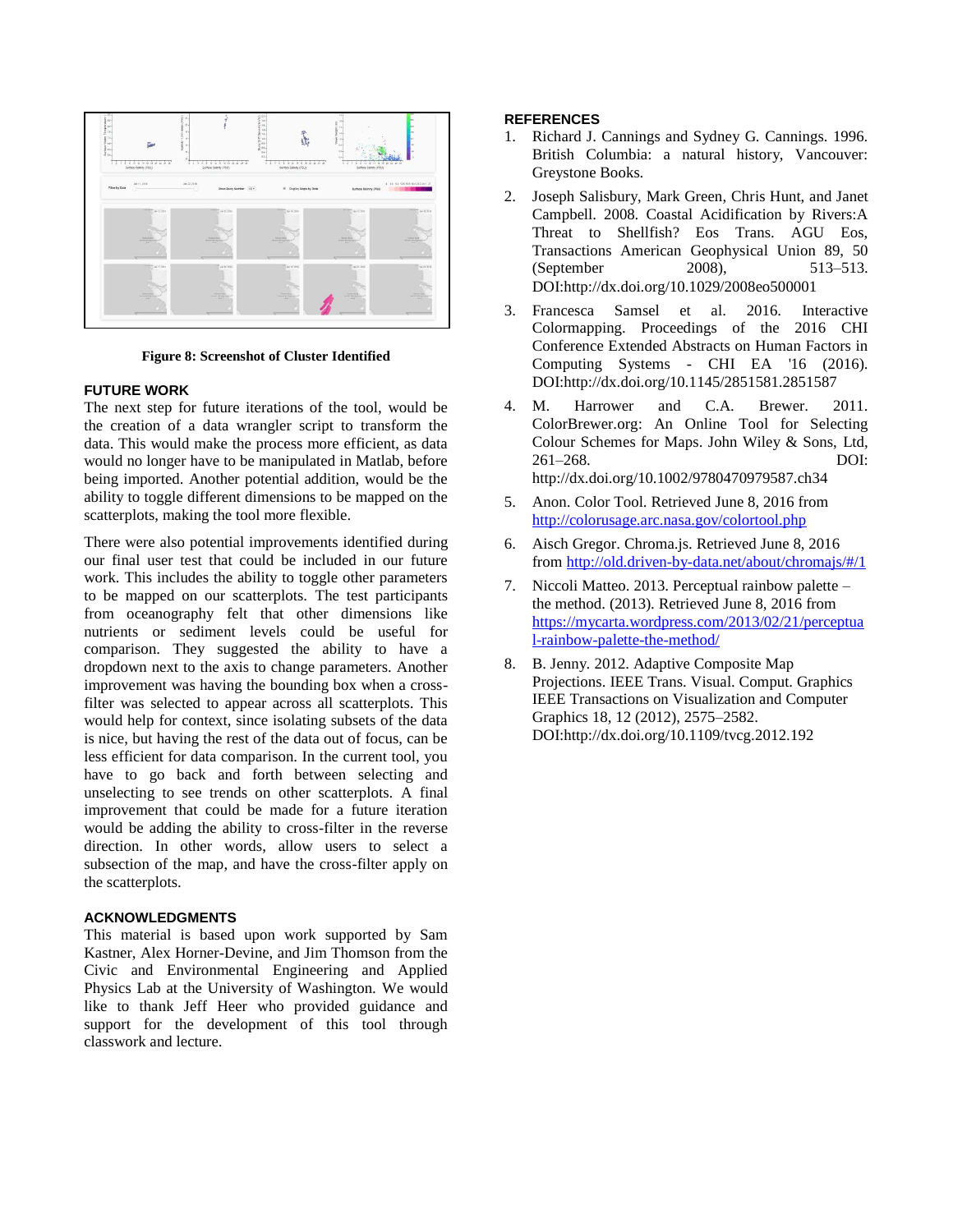**Figure 8: Screenshot of Cluster Identified**

## FUTURE WORK

The next step for future iterations of the tool, would be the creation of a data wrangler script to transform the data. This would make the process more efficient, as data would no longer have to be manipulated in Matlab, before being imported. Another potential addition, would be the ability to toggle different dimensions to be mapped on the scatterplots, making the tool more flexible.

There were also potential improvements identified during our final user test that could be included in our future work. This includes the ability to toggle other parameters to be mapped on our scatterplots. The test participants from oceanography felt that other dimensions like nutrients or sediment levels could be useful for comparison. They suggested the ability to have a dropdown next to the axis to change parameters. Another improvement was having the bounding box when a cross-filter was selected to appear across all scatterplots. This would help for context, since isolating subsets of the data is nice, but having the rest of the data out of focus, can be less efficient for data comparison. In the current tool, you have to go back and forth between selecting and unselecting to see trends on other scatterplots. A final improvement that could be made for a future iteration would be adding the ability to cross-filter in the reverse direction. In other words, allow users to select a subsection of the map, and have the cross-filter apply on the scatterplots.

## ACKNOWLEDGMENTS

This material is based upon work supported by Sam Kastner, Alex Horner-Devine, and Jim Thomson from the Civic and Environmental Engineering and Applied Physics Lab at the University of Washington. We would like to thank Jeff Heer who provided guidance and support for the development of this tool through classwork and lecture.

## REFERENCES

1. Richard J. Cannings and Sydney G. Cannings. 1996. British Columbia: a natural history, Vancouver: Greystone Books.
2. Joseph Salisbury, Mark Green, Chris Hunt, and Janet Campbell. 2008. Coastal Acidification by Rivers:A Threat to Shellfish? Eos Trans. AGU Eos, Transactions American Geophysical Union 89, 50 (September 2008), 513–513. DOI:http://dx.doi.org/10.1029/2008eo500001
3. Francesca Samsel et al. 2016. Interactive Colormapping. Proceedings of the 2016 CHI Conference Extended Abstracts on Human Factors in Computing Systems - CHI EA '16 (2016). DOI:http://dx.doi.org/10.1145/2851581.2851587
4. M. Harrower and C.A. Brewer. 2011. ColorBrewer.org: An Online Tool for Selecting Colour Schemes for Maps. John Wiley & Sons, Ltd, 261–268. DOI: http://dx.doi.org/10.1002/9780470979587.ch34
5. Anon. Color Tool. Retrieved June 8, 2016 from http://colorusage.arc.nasa.gov/colortool.php
6. Aisch Gregor. Chroma.js. Retrieved June 8, 2016 from http://old.driven-by-data.net/about/chromajs/#/1
7. Niccoli Matteo. 2013. Perceptual rainbow palette – the method. (2013). Retrieved June 8, 2016 from https://mycarta.wordpress.com/2013/02/21/perceptual-rainbow-palette-the-method/
8. B. Jenny. 2012. Adaptive Composite Map Projections. IEEE Trans. Visual. Comput. Graphics IEEE Transactions on Visualization and Computer Graphics 18, 12 (2012), 2575–2582. DOI:http://dx.doi.org/10.1109/tvcg.2012.192